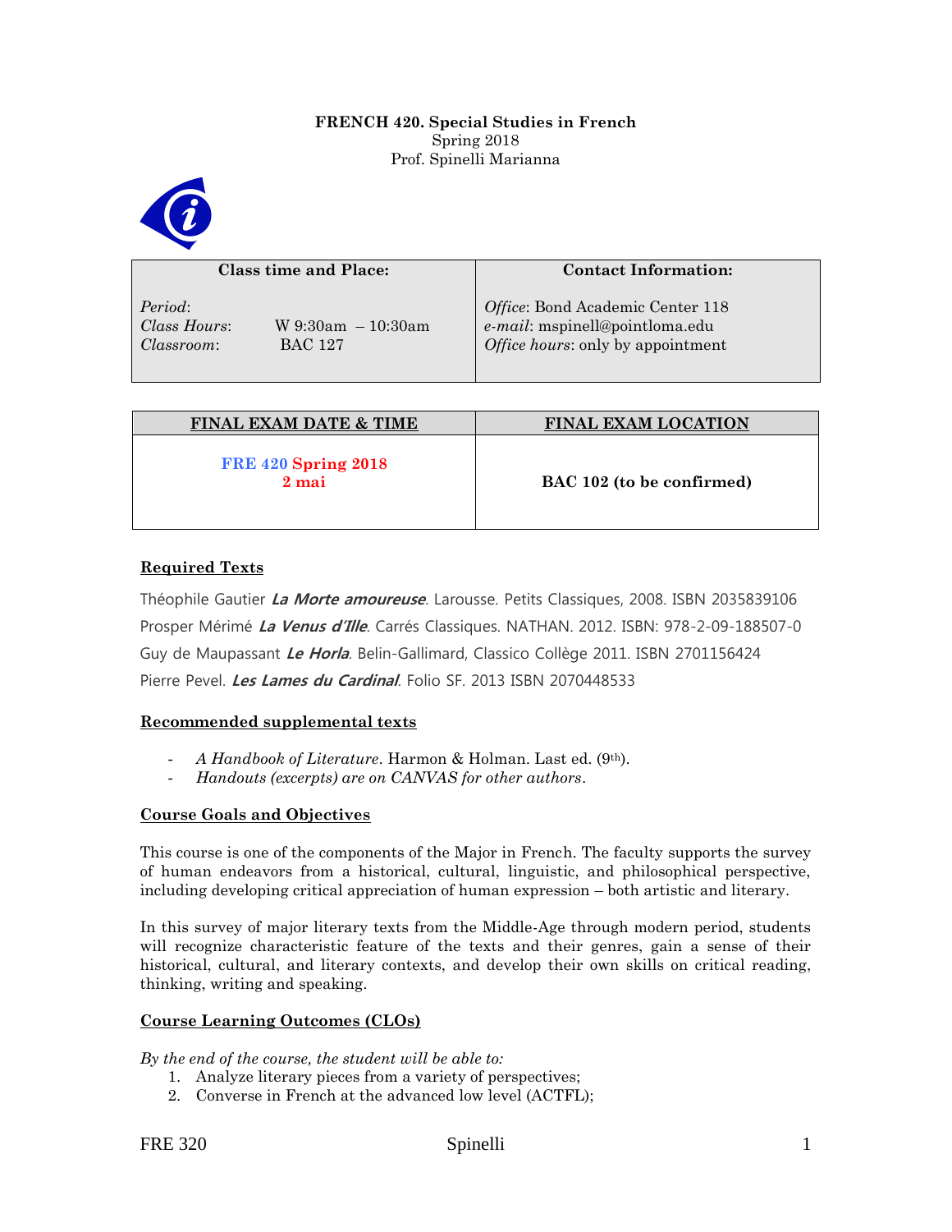**FRENCH 420. Special Studies in French**
Spring 2018
Prof. Spinelli Marianna

| Class time and Place: | Contact Information: |
|---|---|
| *Period*: <br> *Class Hours*: W 9:30am – 10:30am <br> *Classroom*: BAC 127 | *Office*: Bond Academic Center 118 <br> *e-mail*: mspinell@pointloma.edu <br> *Office hours*: only by appointment |

| FINAL EXAM DATE & TIME | FINAL EXAM LOCATION |
|---|---|
| **FRE 420 Spring 2018** <br> **2 mai** | **BAC 102 (to be confirmed)** |

## Required Texts

Théophile Gautier ***La Morte amoureuse***. Larousse. Petits Classiques, 2008. ISBN 2035839106
Prosper Mérimé ***La Venus d'Ille***. Carrés Classiques. NATHAN. 2012. ISBN: 978-2-09-188507-0
Guy de Maupassant ***Le Horla***. Belin-Gallimard, Classico Collège 2011. ISBN 2701156424
Pierre Pevel. ***Les Lames du Cardinal***. Folio SF. 2013 ISBN 2070448533

## Recommended supplemental texts

- *A Handbook of Literature*. Harmon & Holman. Last ed. (9th).
- *Handouts (excerpts) are on CANVAS for other authors*.

## Course Goals and Objectives

This course is one of the components of the Major in French. The faculty supports the survey of human endeavors from a historical, cultural, linguistic, and philosophical perspective, including developing critical appreciation of human expression – both artistic and literary.

In this survey of major literary texts from the Middle-Age through modern period, students will recognize characteristic feature of the texts and their genres, gain a sense of their historical, cultural, and literary contexts, and develop their own skills on critical reading, thinking, writing and speaking.

## Course Learning Outcomes (CLOs)

*By the end of the course, the student will be able to:*

1. Analyze literary pieces from a variety of perspectives;
2. Converse in French at the advanced low level (ACTFL);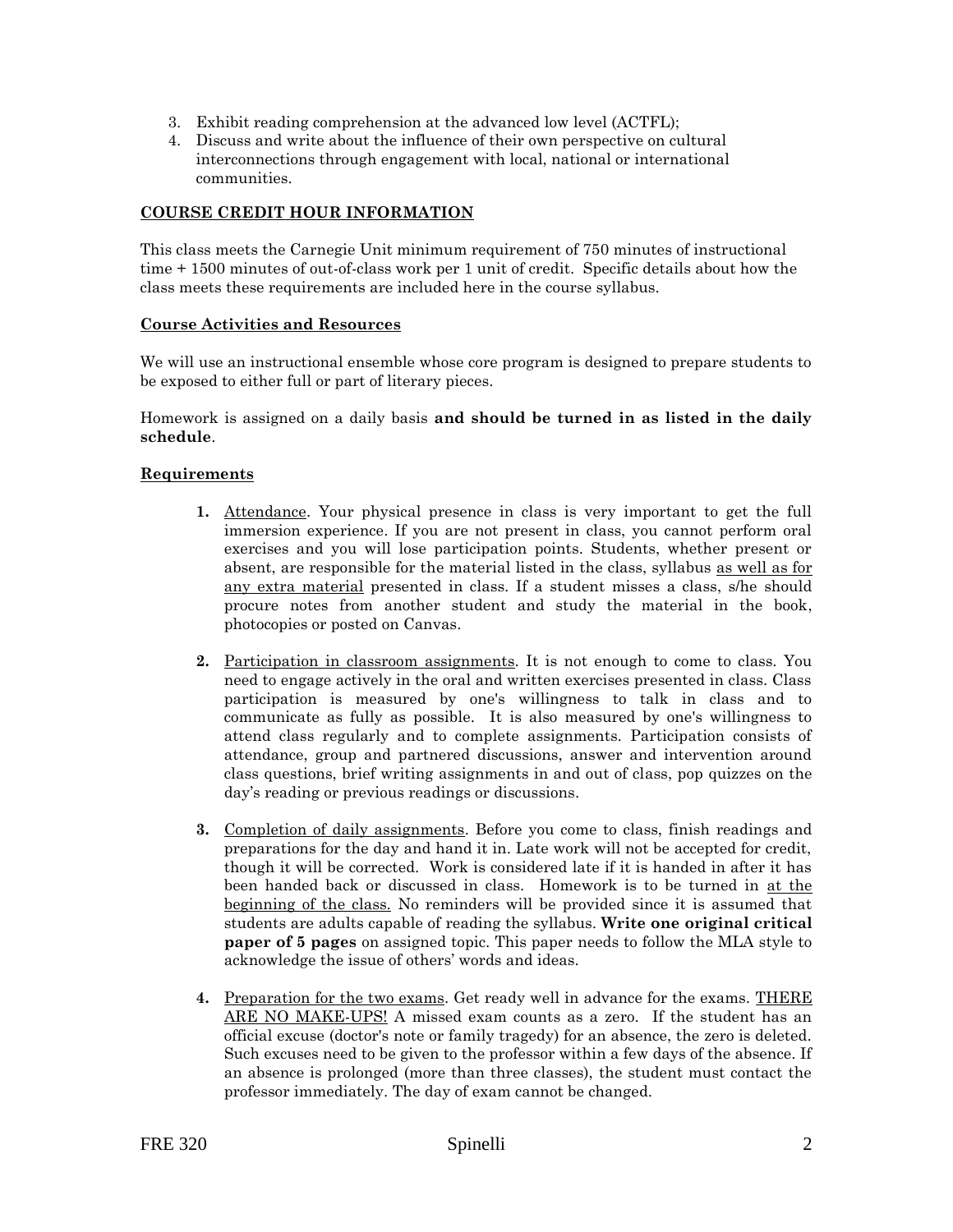3. Exhibit reading comprehension at the advanced low level (ACTFL);
4. Discuss and write about the influence of their own perspective on cultural interconnections through engagement with local, national or international communities.

## <u>COURSE CREDIT HOUR INFORMATION</u>

This class meets the Carnegie Unit minimum requirement of 750 minutes of instructional time + 1500 minutes of out-of-class work per 1 unit of credit. Specific details about how the class meets these requirements are included here in the course syllabus.

### <u>Course Activities and Resources</u>

We will use an instructional ensemble whose core program is designed to prepare students to be exposed to either full or part of literary pieces.

Homework is assigned on a daily basis **and should be turned in as listed in the daily schedule**.

### <u>Requirements</u>

1. <u>Attendance</u>. Your physical presence in class is very important to get the full immersion experience. If you are not present in class, you cannot perform oral exercises and you will lose participation points. Students, whether present or absent, are responsible for the material listed in the class, syllabus <u>as well as for any extra material</u> presented in class. If a student misses a class, s/he should procure notes from another student and study the material in the book, photocopies or posted on Canvas.

2. <u>Participation in classroom assignments</u>. It is not enough to come to class. You need to engage actively in the oral and written exercises presented in class. Class participation is measured by one's willingness to talk in class and to communicate as fully as possible. It is also measured by one's willingness to attend class regularly and to complete assignments. Participation consists of attendance, group and partnered discussions, answer and intervention around class questions, brief writing assignments in and out of class, pop quizzes on the day's reading or previous readings or discussions.

3. <u>Completion of daily assignments</u>. Before you come to class, finish readings and preparations for the day and hand it in. Late work will not be accepted for credit, though it will be corrected. Work is considered late if it is handed in after it has been handed back or discussed in class. Homework is to be turned in <u>at the beginning of the class.</u> No reminders will be provided since it is assumed that students are adults capable of reading the syllabus. **Write one original critical paper of 5 pages** on assigned topic. This paper needs to follow the MLA style to acknowledge the issue of others' words and ideas.

4. <u>Preparation for the two exams</u>. Get ready well in advance for the exams. <u>THERE ARE NO MAKE-UPS!</u> A missed exam counts as a zero. If the student has an official excuse (doctor's note or family tragedy) for an absence, the zero is deleted. Such excuses need to be given to the professor within a few days of the absence. If an absence is prolonged (more than three classes), the student must contact the professor immediately. The day of exam cannot be changed.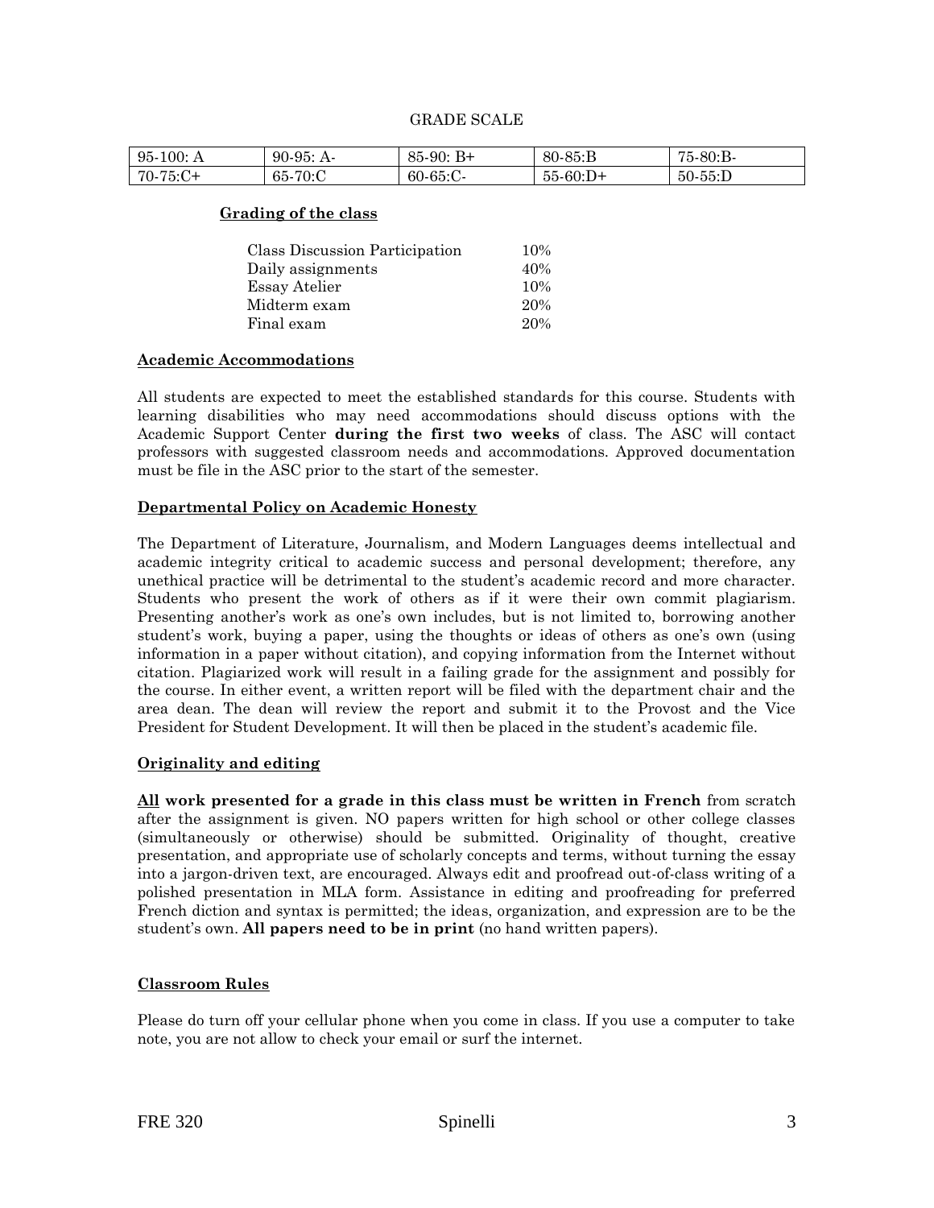GRADE SCALE

| 95-100: A | 90-95: A- | 85-90: B+ | 80-85:B | 75-80:B- |
|---|---|---|---|---|
| 70-75:C+ | 65-70:C | 60-65:C- | 55-60:D+ | 50-55:D |

**Grading of the class**

| | |
|---|---|
| Class Discussion Participation | 10% |
| Daily assignments | 40% |
| Essay Atelier | 10% |
| Midterm exam | 20% |
| Final exam | 20% |

**Academic Accommodations**

All students are expected to meet the established standards for this course. Students with learning disabilities who may need accommodations should discuss options with the Academic Support Center **during the first two weeks** of class. The ASC will contact professors with suggested classroom needs and accommodations. Approved documentation must be file in the ASC prior to the start of the semester.

**Departmental Policy on Academic Honesty**

The Department of Literature, Journalism, and Modern Languages deems intellectual and academic integrity critical to academic success and personal development; therefore, any unethical practice will be detrimental to the student's academic record and more character. Students who present the work of others as if it were their own commit plagiarism. Presenting another's work as one's own includes, but is not limited to, borrowing another student's work, buying a paper, using the thoughts or ideas of others as one's own (using information in a paper without citation), and copying information from the Internet without citation. Plagiarized work will result in a failing grade for the assignment and possibly for the course. In either event, a written report will be filed with the department chair and the area dean. The dean will review the report and submit it to the Provost and the Vice President for Student Development. It will then be placed in the student's academic file.

**Originality and editing**

**All work presented for a grade in this class must be written in French** from scratch after the assignment is given. NO papers written for high school or other college classes (simultaneously or otherwise) should be submitted. Originality of thought, creative presentation, and appropriate use of scholarly concepts and terms, without turning the essay into a jargon-driven text, are encouraged. Always edit and proofread out-of-class writing of a polished presentation in MLA form. Assistance in editing and proofreading for preferred French diction and syntax is permitted; the ideas, organization, and expression are to be the student's own. **All papers need to be in print** (no hand written papers).

**Classroom Rules**

Please do turn off your cellular phone when you come in class. If you use a computer to take note, you are not allow to check your email or surf the internet.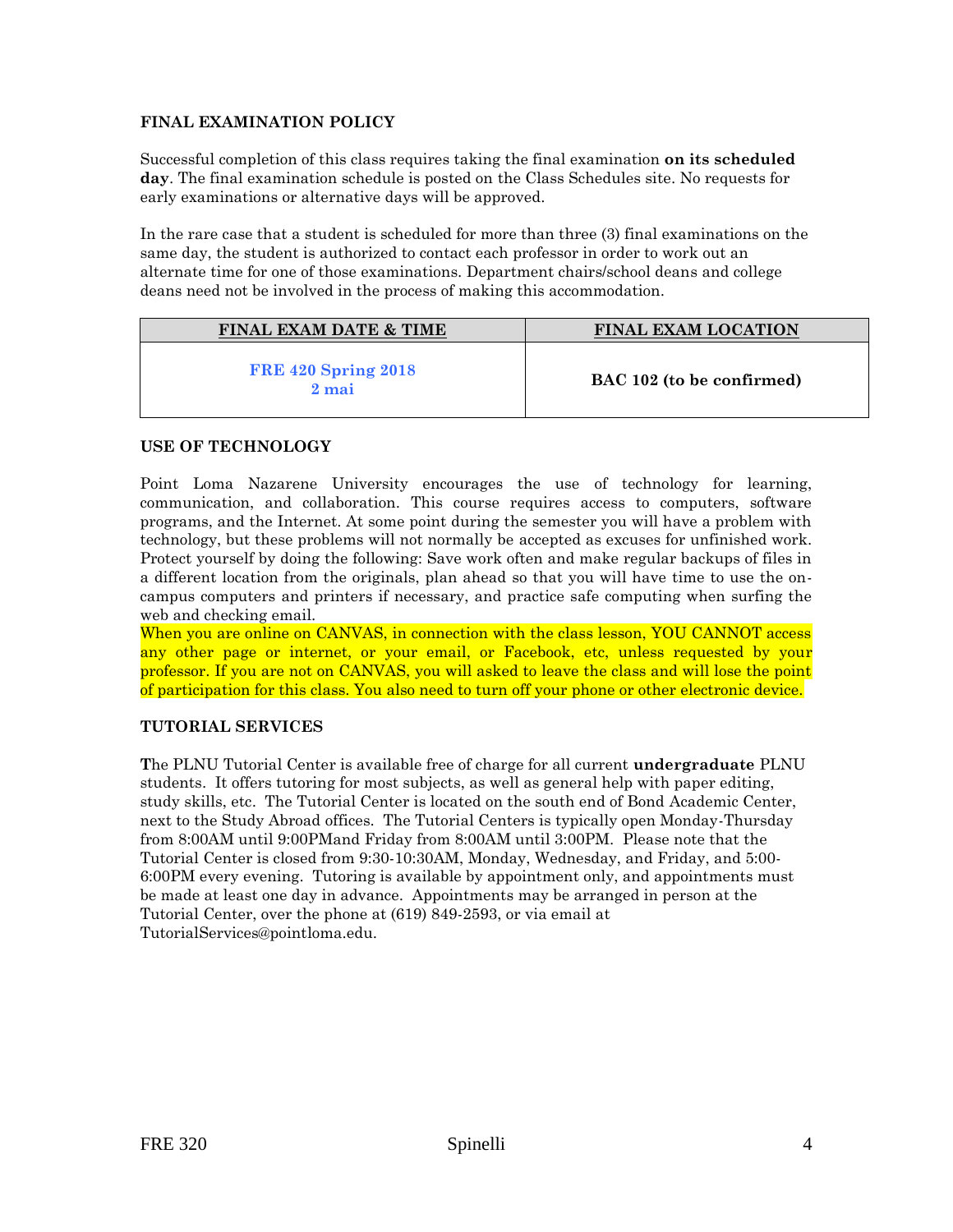## FINAL EXAMINATION POLICY

Successful completion of this class requires taking the final examination **on its scheduled day**. The final examination schedule is posted on the Class Schedules site. No requests for early examinations or alternative days will be approved.

In the rare case that a student is scheduled for more than three (3) final examinations on the same day, the student is authorized to contact each professor in order to work out an alternate time for one of those examinations. Department chairs/school deans and college deans need not be involved in the process of making this accommodation.

| FINAL EXAM DATE & TIME | FINAL EXAM LOCATION |
| --- | --- |
| **FRE 420 Spring 2018**<br>**2 mai** | **BAC 102 (to be confirmed)** |

## USE OF TECHNOLOGY

Point Loma Nazarene University encourages the use of technology for learning, communication, and collaboration. This course requires access to computers, software programs, and the Internet. At some point during the semester you will have a problem with technology, but these problems will not normally be accepted as excuses for unfinished work. Protect yourself by doing the following: Save work often and make regular backups of files in a different location from the originals, plan ahead so that you will have time to use the on-campus computers and printers if necessary, and practice safe computing when surfing the web and checking email.
When you are online on CANVAS, in connection with the class lesson, YOU CANNOT access any other page or internet, or your email, or Facebook, etc, unless requested by your professor. If you are not on CANVAS, you will asked to leave the class and will lose the point of participation for this class. You also need to turn off your phone or other electronic device.

## TUTORIAL SERVICES

The PLNU Tutorial Center is available free of charge for all current **undergraduate** PLNU students. It offers tutoring for most subjects, as well as general help with paper editing, study skills, etc. The Tutorial Center is located on the south end of Bond Academic Center, next to the Study Abroad offices. The Tutorial Centers is typically open Monday-Thursday from 8:00AM until 9:00PMand Friday from 8:00AM until 3:00PM. Please note that the Tutorial Center is closed from 9:30-10:30AM, Monday, Wednesday, and Friday, and 5:00-6:00PM every evening. Tutoring is available by appointment only, and appointments must be made at least one day in advance. Appointments may be arranged in person at the Tutorial Center, over the phone at (619) 849-2593, or via email at TutorialServices@pointloma.edu.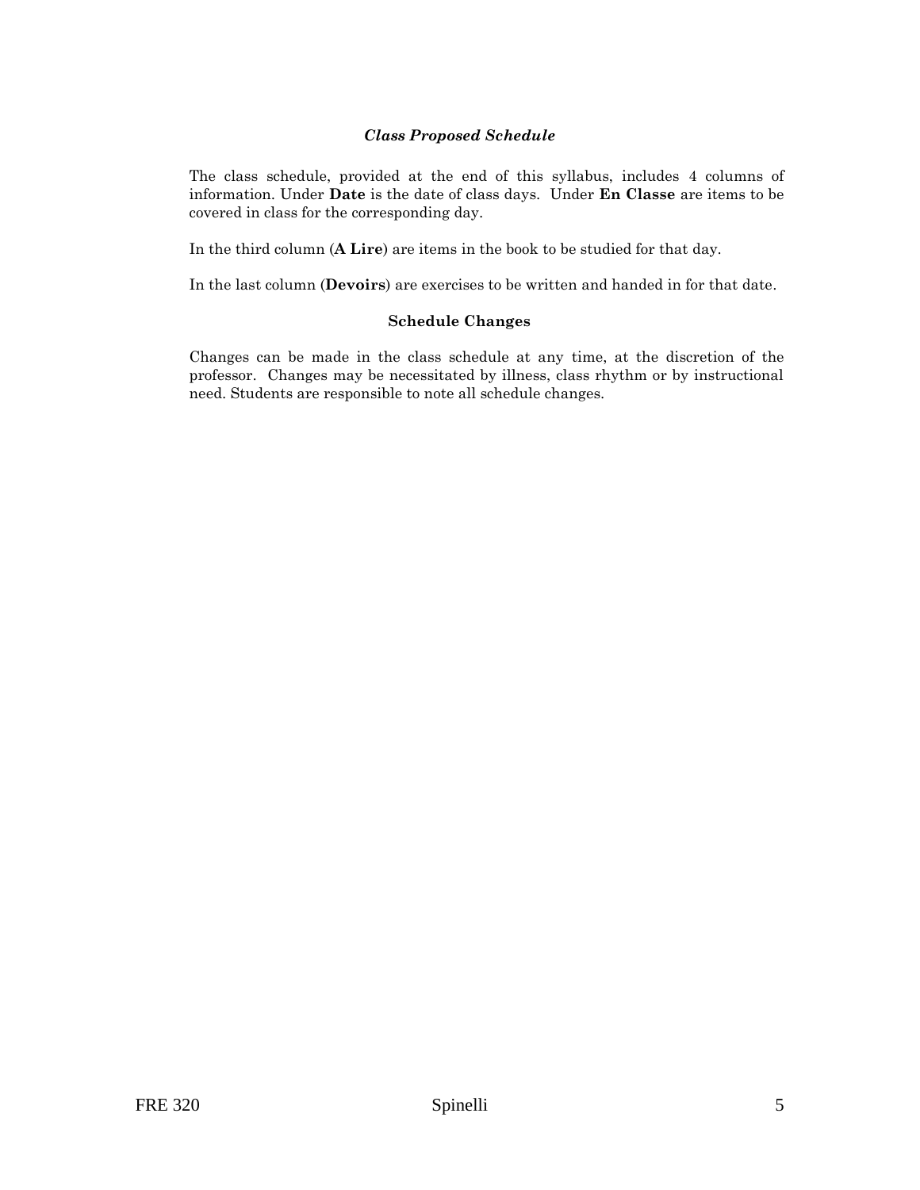### *Class Proposed Schedule*

The class schedule, provided at the end of this syllabus, includes 4 columns of information. Under **Date** is the date of class days. Under **En Classe** are items to be covered in class for the corresponding day.

In the third column (**A Lire**) are items in the book to be studied for that day.

In the last column (**Devoirs**) are exercises to be written and handed in for that date.

### Schedule Changes

Changes can be made in the class schedule at any time, at the discretion of the professor. Changes may be necessitated by illness, class rhythm or by instructional need. Students are responsible to note all schedule changes.